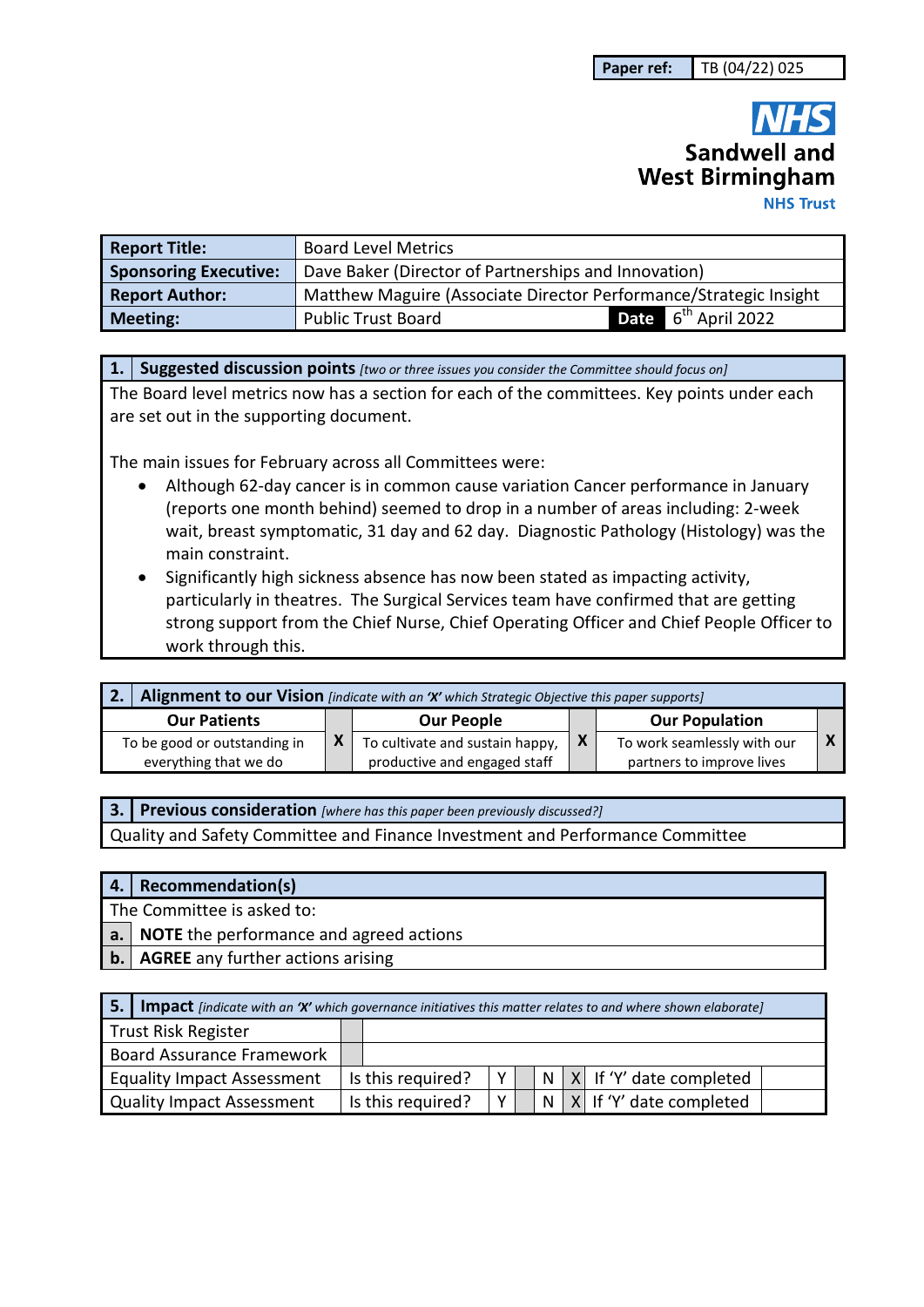| Paper ref: | TB (04/22) 025 |
|---|---|

**NHS**
**Sandwell and West Birmingham**
**NHS Trust**

| **Report Title:** | Board Level Metrics | | |
|---|---|---|---|
| **Sponsoring Executive:** | Dave Baker (Director of Partnerships and Innovation) | | |
| **Report Author:** | Matthew Maguire (Associate Director Performance/Strategic Insight | | |
| **Meeting:** | Public Trust Board | **Date** | 6th April 2022 |

## 1. Suggested discussion points *[two or three issues you consider the Committee should focus on]*

The Board level metrics now has a section for each of the committees. Key points under each are set out in the supporting document.

The main issues for February across all Committees were:

- Although 62-day cancer is in common cause variation Cancer performance in January (reports one month behind) seemed to drop in a number of areas including: 2-week wait, breast symptomatic, 31 day and 62 day. Diagnostic Pathology (Histology) was the main constraint.
- Significantly high sickness absence has now been stated as impacting activity, particularly in theatres. The Surgical Services team have confirmed that are getting strong support from the Chief Nurse, Chief Operating Officer and Chief People Officer to work through this.

## 2. Alignment to our Vision *[indicate with an 'X' which Strategic Objective this paper supports]*

| Our Patients | | Our People | | Our Population | |
|---|---|---|---|---|---|
| To be good or outstanding in everything that we do | X | To cultivate and sustain happy, productive and engaged staff | X | To work seamlessly with our partners to improve lives | X |

## 3. Previous consideration *[where has this paper been previously discussed?]*

Quality and Safety Committee and Finance Investment and Performance Committee

## 4. Recommendation(s)

The Committee is asked to:

| | |
|---|---|
| **a.** | **NOTE** the performance and agreed actions |
| **b.** | **AGREE** any further actions arising |

## 5. Impact *[indicate with an 'X' which governance initiatives this matter relates to and where shown elaborate]*

| | | | | | | | | |
|---|---|---|---|---|---|---|---|---|
| Trust Risk Register | | | | | | | | |
| Board Assurance Framework | | | | | | | | |
| Equality Impact Assessment | Is this required? | Y | | N | X | If 'Y' date completed | | |
| Quality Impact Assessment | Is this required? | Y | | N | X | If 'Y' date completed | | |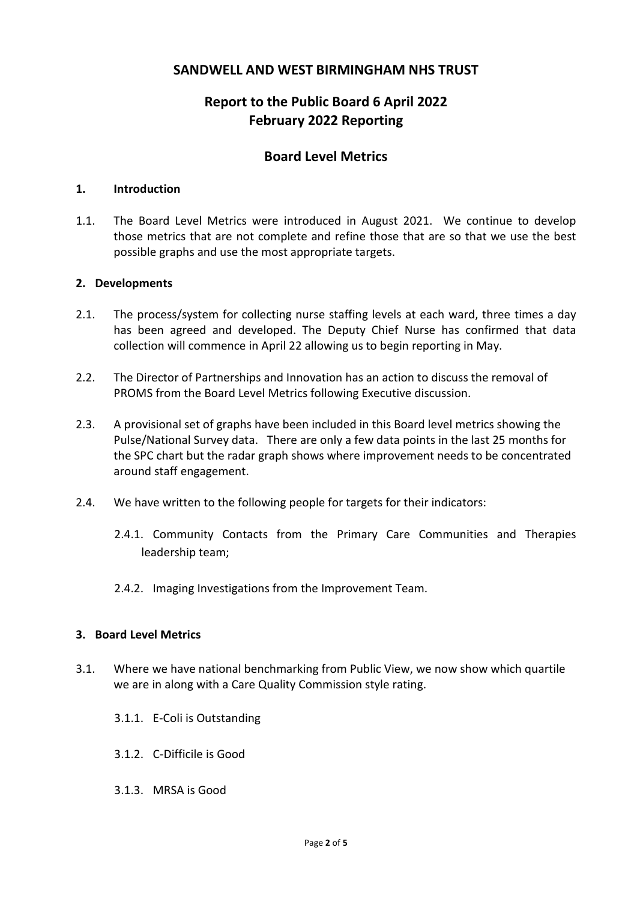# SANDWELL AND WEST BIRMINGHAM NHS TRUST

## Report to the Public Board 6 April 2022
## February 2022 Reporting

## Board Level Metrics

### 1. Introduction

1.1. The Board Level Metrics were introduced in August 2021. We continue to develop those metrics that are not complete and refine those that are so that we use the best possible graphs and use the most appropriate targets.

### 2. Developments

2.1. The process/system for collecting nurse staffing levels at each ward, three times a day has been agreed and developed. The Deputy Chief Nurse has confirmed that data collection will commence in April 22 allowing us to begin reporting in May.

2.2. The Director of Partnerships and Innovation has an action to discuss the removal of PROMS from the Board Level Metrics following Executive discussion.

2.3. A provisional set of graphs have been included in this Board level metrics showing the Pulse/National Survey data. There are only a few data points in the last 25 months for the SPC chart but the radar graph shows where improvement needs to be concentrated around staff engagement.

2.4. We have written to the following people for targets for their indicators:

2.4.1. Community Contacts from the Primary Care Communities and Therapies leadership team;

2.4.2. Imaging Investigations from the Improvement Team.

### 3. Board Level Metrics

3.1. Where we have national benchmarking from Public View, we now show which quartile we are in along with a Care Quality Commission style rating.

3.1.1. E-Coli is Outstanding

3.1.2. C-Difficile is Good

3.1.3. MRSA is Good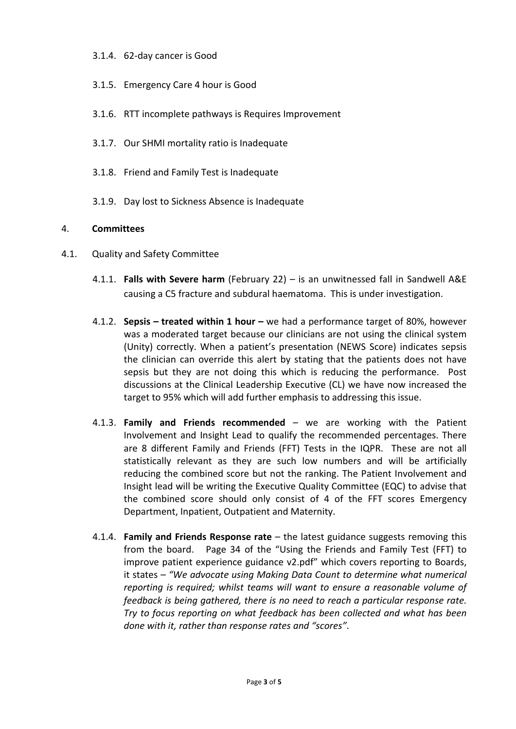3.1.4. 62-day cancer is Good

3.1.5. Emergency Care 4 hour is Good

3.1.6. RTT incomplete pathways is Requires Improvement

3.1.7. Our SHMI mortality ratio is Inadequate

3.1.8. Friend and Family Test is Inadequate

3.1.9. Day lost to Sickness Absence is Inadequate

## 4. Committees

4.1. Quality and Safety Committee

4.1.1. **Falls with Severe harm** (February 22) – is an unwitnessed fall in Sandwell A&E causing a C5 fracture and subdural haematoma. This is under investigation.

4.1.2. **Sepsis – treated within 1 hour –** we had a performance target of 80%, however was a moderated target because our clinicians are not using the clinical system (Unity) correctly. When a patient's presentation (NEWS Score) indicates sepsis the clinician can override this alert by stating that the patients does not have sepsis but they are not doing this which is reducing the performance. Post discussions at the Clinical Leadership Executive (CL) we have now increased the target to 95% which will add further emphasis to addressing this issue.

4.1.3. **Family and Friends recommended** – we are working with the Patient Involvement and Insight Lead to qualify the recommended percentages. There are 8 different Family and Friends (FFT) Tests in the IQPR. These are not all statistically relevant as they are such low numbers and will be artificially reducing the combined score but not the ranking. The Patient Involvement and Insight lead will be writing the Executive Quality Committee (EQC) to advise that the combined score should only consist of 4 of the FFT scores Emergency Department, Inpatient, Outpatient and Maternity.

4.1.4. **Family and Friends Response rate** – the latest guidance suggests removing this from the board. Page 34 of the "Using the Friends and Family Test (FFT) to improve patient experience guidance v2.pdf" which covers reporting to Boards, it states – *"We advocate using Making Data Count to determine what numerical reporting is required; whilst teams will want to ensure a reasonable volume of feedback is being gathered, there is no need to reach a particular response rate. Try to focus reporting on what feedback has been collected and what has been done with it, rather than response rates and "scores"*.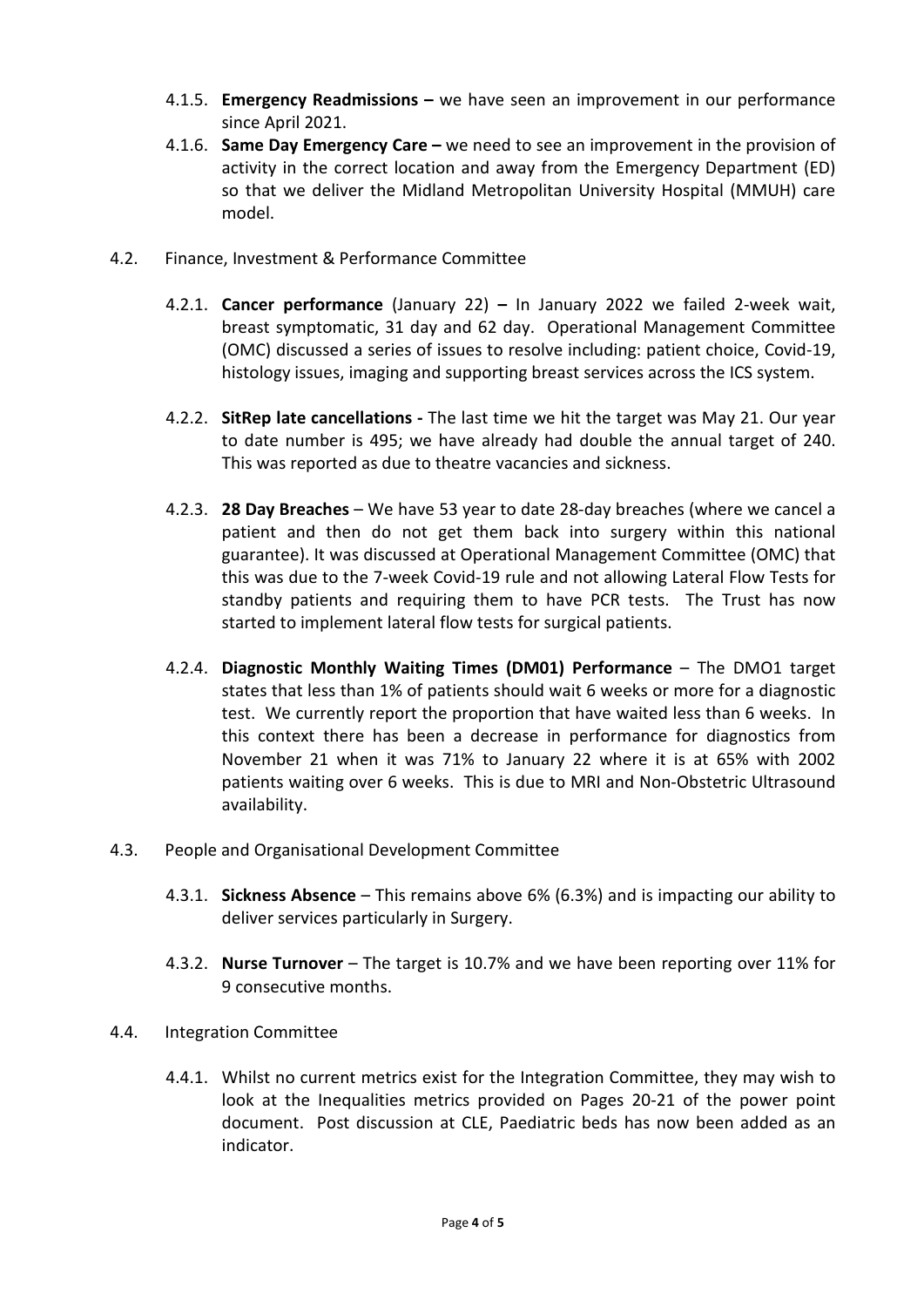4.1.5. **Emergency Readmissions –** we have seen an improvement in our performance since April 2021.

4.1.6. **Same Day Emergency Care –** we need to see an improvement in the provision of activity in the correct location and away from the Emergency Department (ED) so that we deliver the Midland Metropolitan University Hospital (MMUH) care model.

4.2. Finance, Investment & Performance Committee

4.2.1. **Cancer performance** (January 22) **–** In January 2022 we failed 2-week wait, breast symptomatic, 31 day and 62 day. Operational Management Committee (OMC) discussed a series of issues to resolve including: patient choice, Covid-19, histology issues, imaging and supporting breast services across the ICS system.

4.2.2. **SitRep late cancellations -** The last time we hit the target was May 21. Our year to date number is 495; we have already had double the annual target of 240. This was reported as due to theatre vacancies and sickness.

4.2.3. **28 Day Breaches** – We have 53 year to date 28-day breaches (where we cancel a patient and then do not get them back into surgery within this national guarantee). It was discussed at Operational Management Committee (OMC) that this was due to the 7-week Covid-19 rule and not allowing Lateral Flow Tests for standby patients and requiring them to have PCR tests. The Trust has now started to implement lateral flow tests for surgical patients.

4.2.4. **Diagnostic Monthly Waiting Times (DM01) Performance** – The DMO1 target states that less than 1% of patients should wait 6 weeks or more for a diagnostic test. We currently report the proportion that have waited less than 6 weeks. In this context there has been a decrease in performance for diagnostics from November 21 when it was 71% to January 22 where it is at 65% with 2002 patients waiting over 6 weeks. This is due to MRI and Non-Obstetric Ultrasound availability.

4.3. People and Organisational Development Committee

4.3.1. **Sickness Absence** – This remains above 6% (6.3%) and is impacting our ability to deliver services particularly in Surgery.

4.3.2. **Nurse Turnover** – The target is 10.7% and we have been reporting over 11% for 9 consecutive months.

4.4. Integration Committee

4.4.1. Whilst no current metrics exist for the Integration Committee, they may wish to look at the Inequalities metrics provided on Pages 20-21 of the power point document. Post discussion at CLE, Paediatric beds has now been added as an indicator.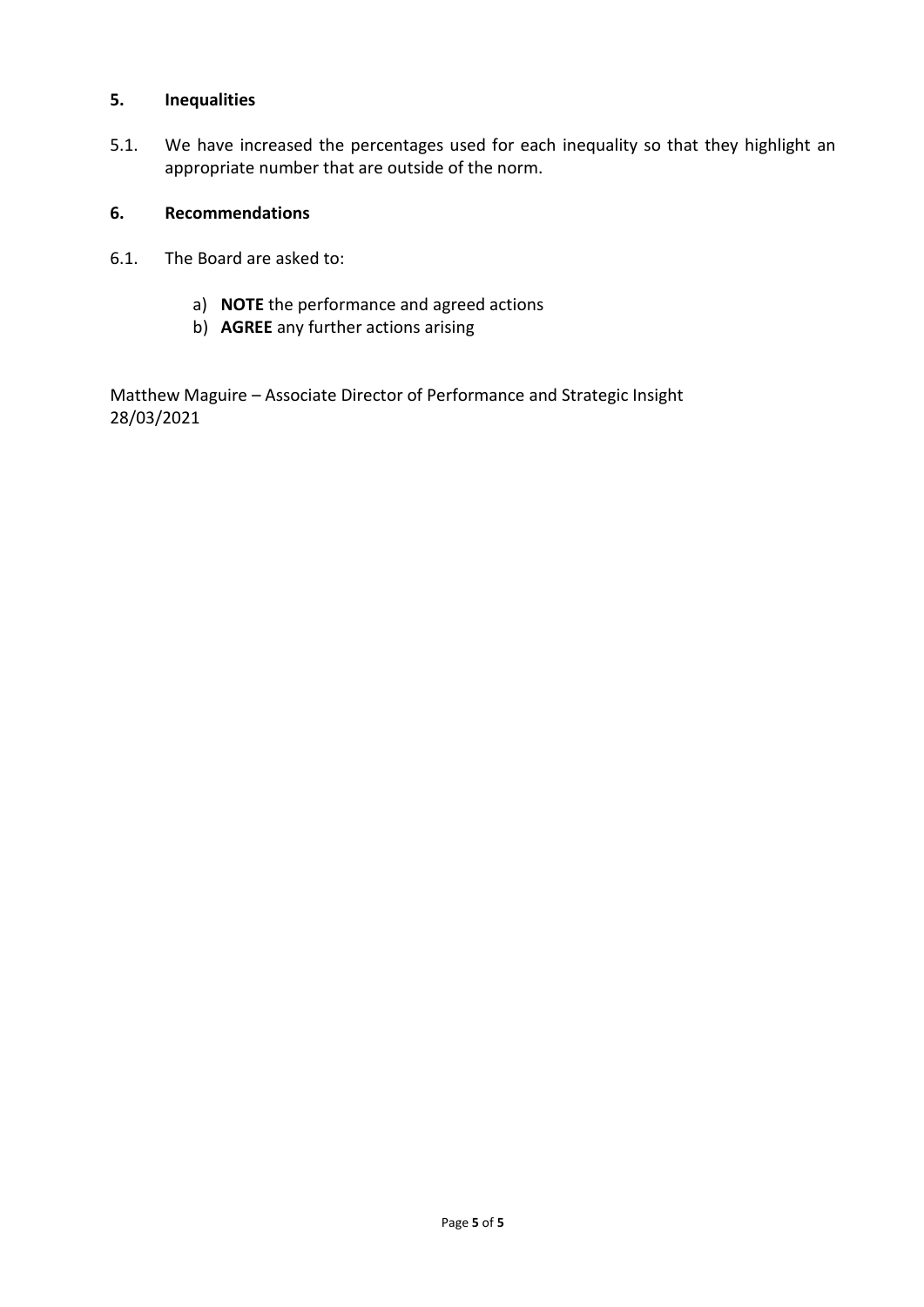## 5. Inequalities

5.1. We have increased the percentages used for each inequality so that they highlight an appropriate number that are outside of the norm.

## 6. Recommendations

6.1. The Board are asked to:

a) **NOTE** the performance and agreed actions
b) **AGREE** any further actions arising

Matthew Maguire – Associate Director of Performance and Strategic Insight
28/03/2021